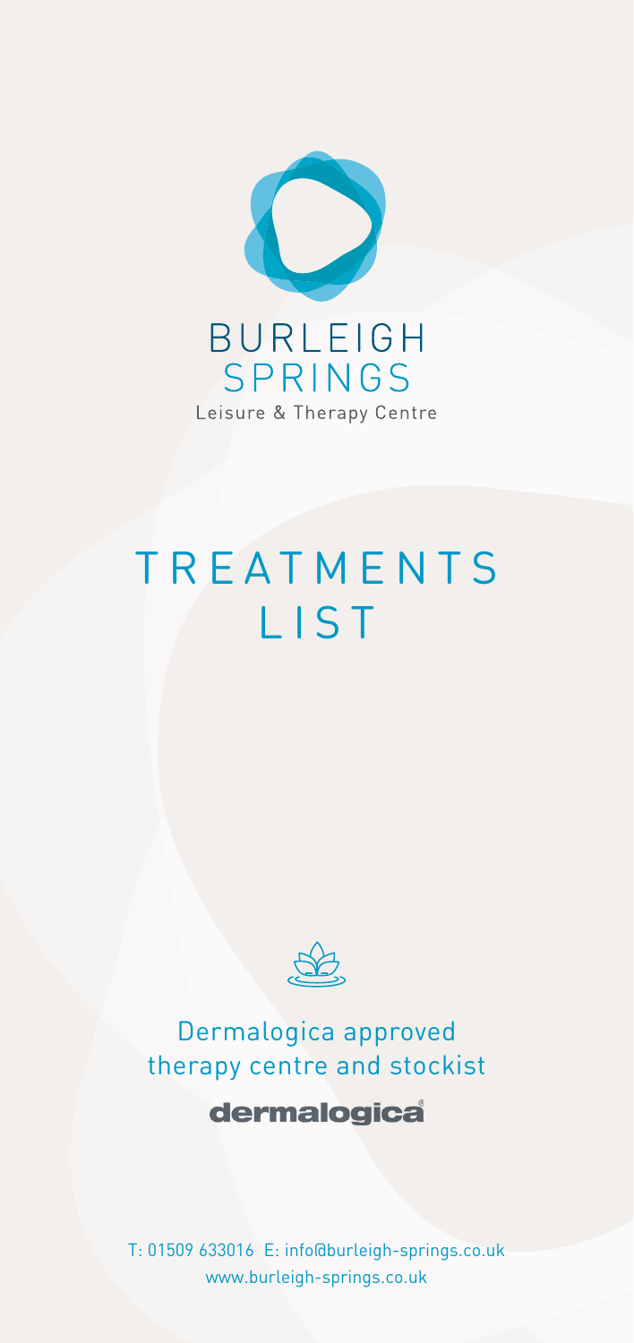# BURLEIGH SPRINGS

Leisure & Therapy Centre

# TREATMENTS LIST

Dermalogica approved therapy centre and stockist

dermalogica

T: 01509 633016 E: info@burleigh-springs.co.uk
www.burleigh-springs.co.uk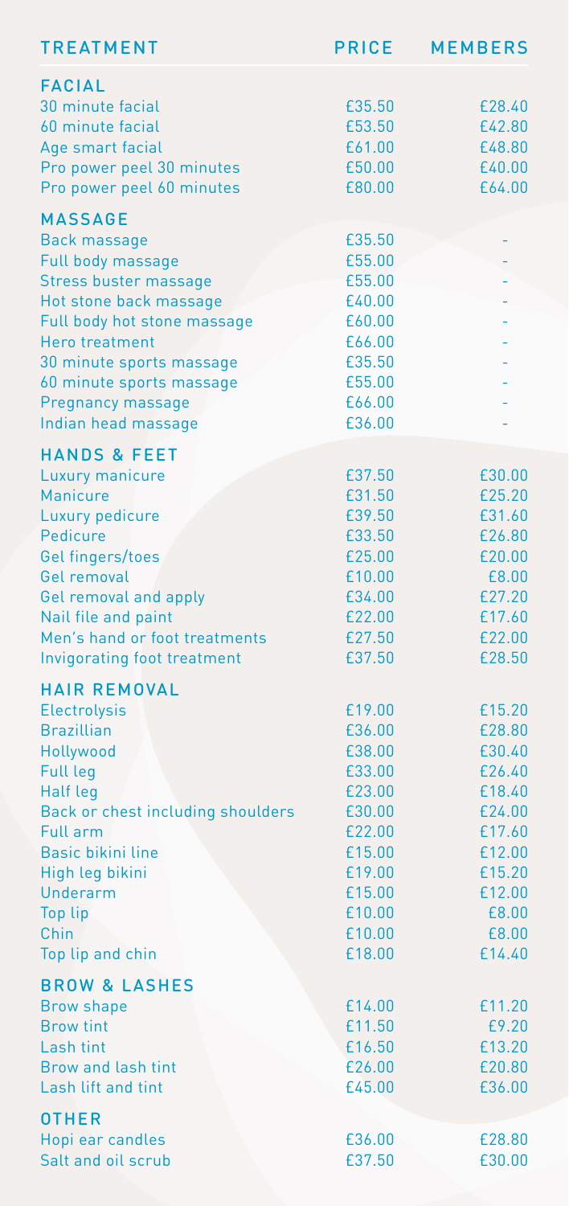| TREATMENT | PRICE | MEMBERS |
|---|---|---|
| **FACIAL** | | |
| 30 minute facial | £35.50 | £28.40 |
| 60 minute facial | £53.50 | £42.80 |
| Age smart facial | £61.00 | £48.80 |
| Pro power peel 30 minutes | £50.00 | £40.00 |
| Pro power peel 60 minutes | £80.00 | £64.00 |
| **MASSAGE** | | |
| Back massage | £35.50 | - |
| Full body massage | £55.00 | - |
| Stress buster massage | £55.00 | - |
| Hot stone back massage | £40.00 | - |
| Full body hot stone massage | £60.00 | - |
| Hero treatment | £66.00 | - |
| 30 minute sports massage | £35.50 | - |
| 60 minute sports massage | £55.00 | - |
| Pregnancy massage | £66.00 | - |
| Indian head massage | £36.00 | - |
| **HANDS & FEET** | | |
| Luxury manicure | £37.50 | £30.00 |
| Manicure | £31.50 | £25.20 |
| Luxury pedicure | £39.50 | £31.60 |
| Pedicure | £33.50 | £26.80 |
| Gel fingers/toes | £25.00 | £20.00 |
| Gel removal | £10.00 | £8.00 |
| Gel removal and apply | £34.00 | £27.20 |
| Nail file and paint | £22.00 | £17.60 |
| Men's hand or foot treatments | £27.50 | £22.00 |
| Invigorating foot treatment | £37.50 | £28.50 |
| **HAIR REMOVAL** | | |
| Electrolysis | £19.00 | £15.20 |
| Brazillian | £36.00 | £28.80 |
| Hollywood | £38.00 | £30.40 |
| Full leg | £33.00 | £26.40 |
| Half leg | £23.00 | £18.40 |
| Back or chest including shoulders | £30.00 | £24.00 |
| Full arm | £22.00 | £17.60 |
| Basic bikini line | £15.00 | £12.00 |
| High leg bikini | £19.00 | £15.20 |
| Underarm | £15.00 | £12.00 |
| Top lip | £10.00 | £8.00 |
| Chin | £10.00 | £8.00 |
| Top lip and chin | £18.00 | £14.40 |
| **BROW & LASHES** | | |
| Brow shape | £14.00 | £11.20 |
| Brow tint | £11.50 | £9.20 |
| Lash tint | £16.50 | £13.20 |
| Brow and lash tint | £26.00 | £20.80 |
| Lash lift and tint | £45.00 | £36.00 |
| **OTHER** | | |
| Hopi ear candles | £36.00 | £28.80 |
| Salt and oil scrub | £37.50 | £30.00 |